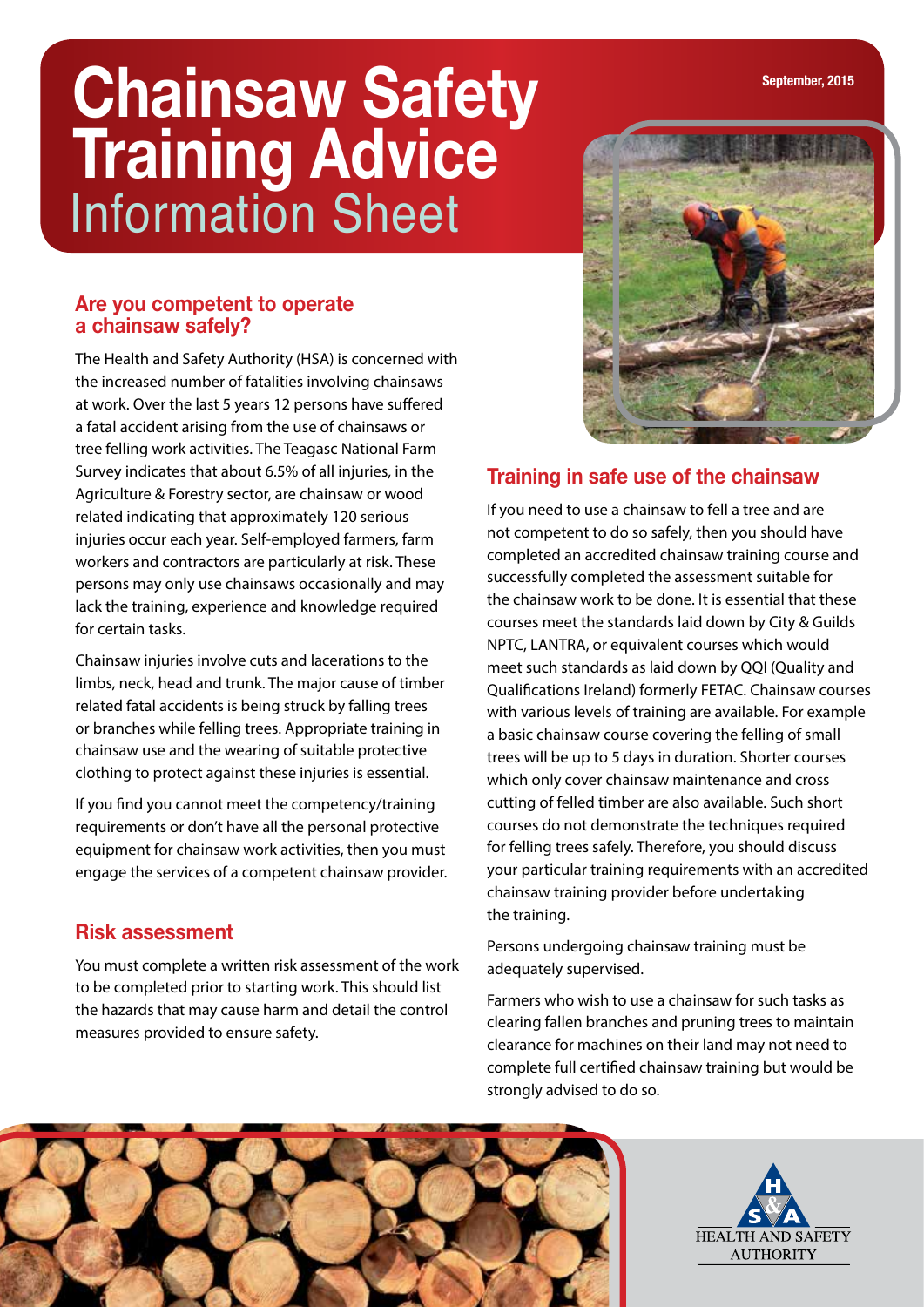# Chainsaw Safety Training Advice

## Information Sheet

September, 2015

### Are you competent to operate a chainsaw safely?

The Health and Safety Authority (HSA) is concerned with the increased number of fatalities involving chainsaws at work. Over the last 5 years 12 persons have suffered a fatal accident arising from the use of chainsaws or tree felling work activities. The Teagasc National Farm Survey indicates that about 6.5% of all injuries, in the Agriculture & Forestry sector, are chainsaw or wood related indicating that approximately 120 serious injuries occur each year. Self-employed farmers, farm workers and contractors are particularly at risk. These persons may only use chainsaws occasionally and may lack the training, experience and knowledge required for certain tasks.

Chainsaw injuries involve cuts and lacerations to the limbs, neck, head and trunk. The major cause of timber related fatal accidents is being struck by falling trees or branches while felling trees. Appropriate training in chainsaw use and the wearing of suitable protective clothing to protect against these injuries is essential.

If you find you cannot meet the competency/training requirements or don't have all the personal protective equipment for chainsaw work activities, then you must engage the services of a competent chainsaw provider.

### Risk assessment

You must complete a written risk assessment of the work to be completed prior to starting work. This should list the hazards that may cause harm and detail the control measures provided to ensure safety.

### Training in safe use of the chainsaw

If you need to use a chainsaw to fell a tree and are not competent to do so safely, then you should have completed an accredited chainsaw training course and successfully completed the assessment suitable for the chainsaw work to be done. It is essential that these courses meet the standards laid down by City & Guilds NPTC, LANTRA, or equivalent courses which would meet such standards as laid down by QQI (Quality and Qualifications Ireland) formerly FETAC. Chainsaw courses with various levels of training are available. For example a basic chainsaw course covering the felling of small trees will be up to 5 days in duration. Shorter courses which only cover chainsaw maintenance and cross cutting of felled timber are also available. Such short courses do not demonstrate the techniques required for felling trees safely. Therefore, you should discuss your particular training requirements with an accredited chainsaw training provider before undertaking the training.

Persons undergoing chainsaw training must be adequately supervised.

Farmers who wish to use a chainsaw for such tasks as clearing fallen branches and pruning trees to maintain clearance for machines on their land may not need to complete full certified chainsaw training but would be strongly advised to do so.

HEALTH AND SAFETY AUTHORITY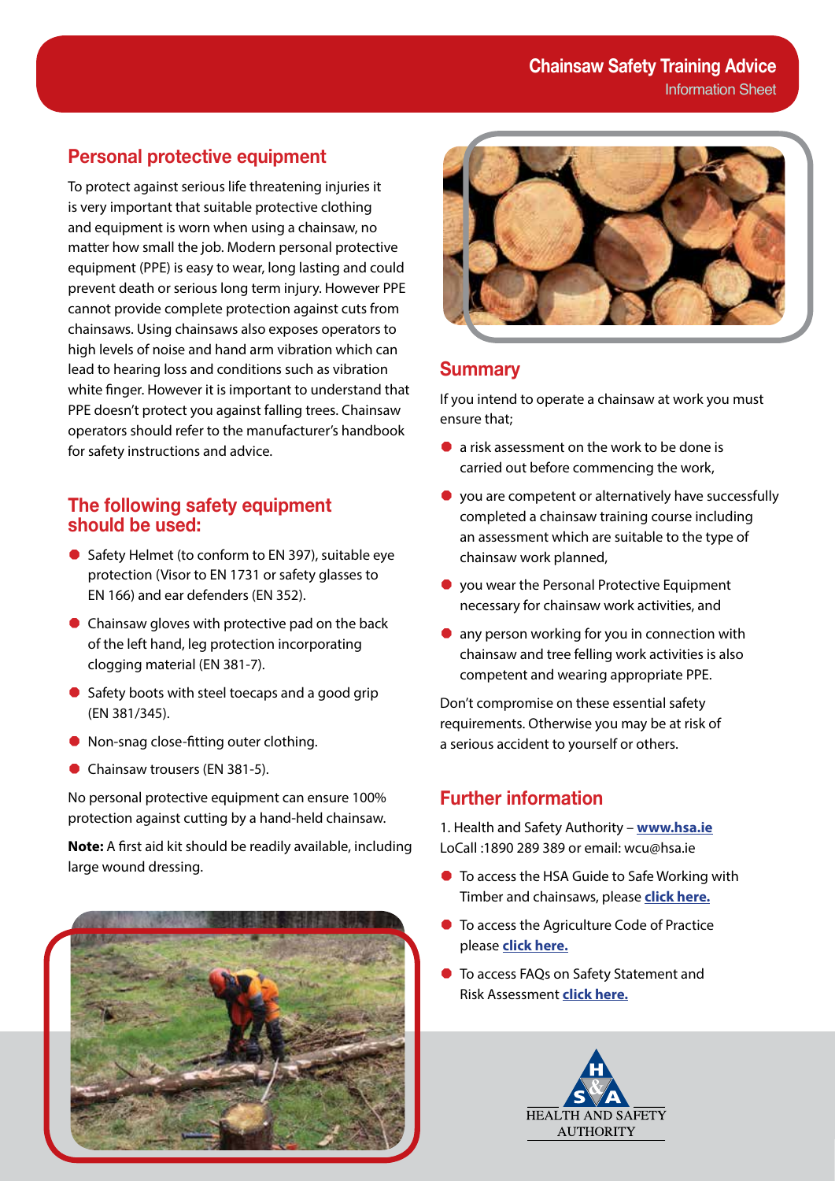## Personal protective equipment

To protect against serious life threatening injuries it is very important that suitable protective clothing and equipment is worn when using a chainsaw, no matter how small the job. Modern personal protective equipment (PPE) is easy to wear, long lasting and could prevent death or serious long term injury. However PPE cannot provide complete protection against cuts from chainsaws. Using chainsaws also exposes operators to high levels of noise and hand arm vibration which can lead to hearing loss and conditions such as vibration white finger. However it is important to understand that PPE doesn't protect you against falling trees. Chainsaw operators should refer to the manufacturer's handbook for safety instructions and advice.

## The following safety equipment should be used:

- Safety Helmet (to conform to EN 397), suitable eye protection (Visor to EN 1731 or safety glasses to EN 166) and ear defenders (EN 352).
- Chainsaw gloves with protective pad on the back of the left hand, leg protection incorporating clogging material (EN 381-7).
- Safety boots with steel toecaps and a good grip (EN 381/345).
- Non-snag close-fitting outer clothing.
- Chainsaw trousers (EN 381-5).

No personal protective equipment can ensure 100% protection against cutting by a hand-held chainsaw.

**Note:** A first aid kit should be readily available, including large wound dressing.

## Summary

If you intend to operate a chainsaw at work you must ensure that;

- a risk assessment on the work to be done is carried out before commencing the work,
- you are competent or alternatively have successfully completed a chainsaw training course including an assessment which are suitable to the type of chainsaw work planned,
- you wear the Personal Protective Equipment necessary for chainsaw work activities, and
- any person working for you in connection with chainsaw and tree felling work activities is also competent and wearing appropriate PPE.

Don't compromise on these essential safety requirements. Otherwise you may be at risk of a serious accident to yourself or others.

## Further information

1. Health and Safety Authority – **www.hsa.ie**
LoCall :1890 289 389 or email: wcu@hsa.ie

- To access the HSA Guide to Safe Working with Timber and chainsaws, please **click here.**
- To access the Agriculture Code of Practice please **click here.**
- To access FAQs on Safety Statement and Risk Assessment **click here.**

HEALTH AND SAFETY AUTHORITY